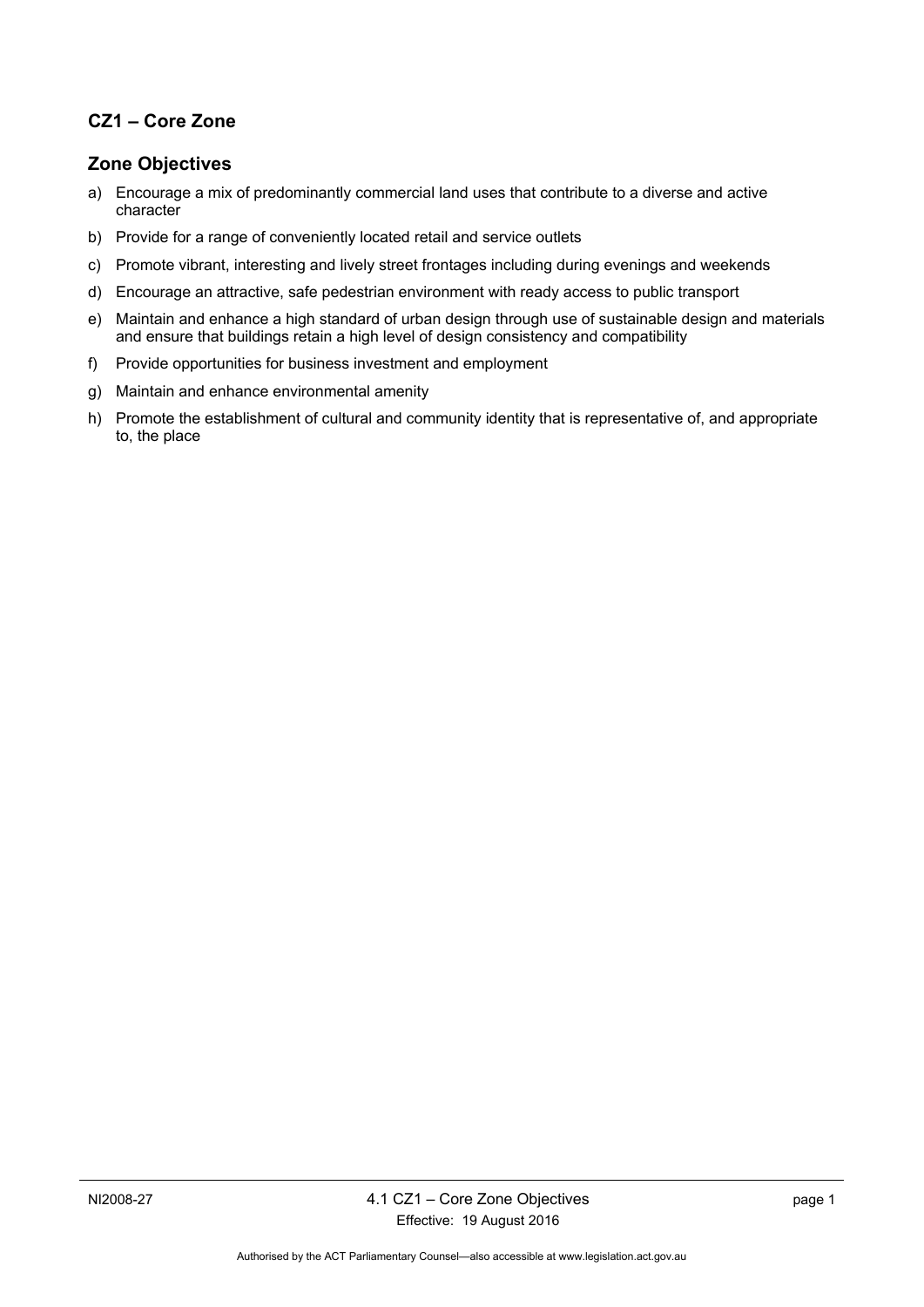## CZ1 – Core Zone

## Zone Objectives

a) Encourage a mix of predominantly commercial land uses that contribute to a diverse and active character

b) Provide for a range of conveniently located retail and service outlets

c) Promote vibrant, interesting and lively street frontages including during evenings and weekends

d) Encourage an attractive, safe pedestrian environment with ready access to public transport

e) Maintain and enhance a high standard of urban design through use of sustainable design and materials and ensure that buildings retain a high level of design consistency and compatibility

f) Provide opportunities for business investment and employment

g) Maintain and enhance environmental amenity

h) Promote the establishment of cultural and community identity that is representative of, and appropriate to, the place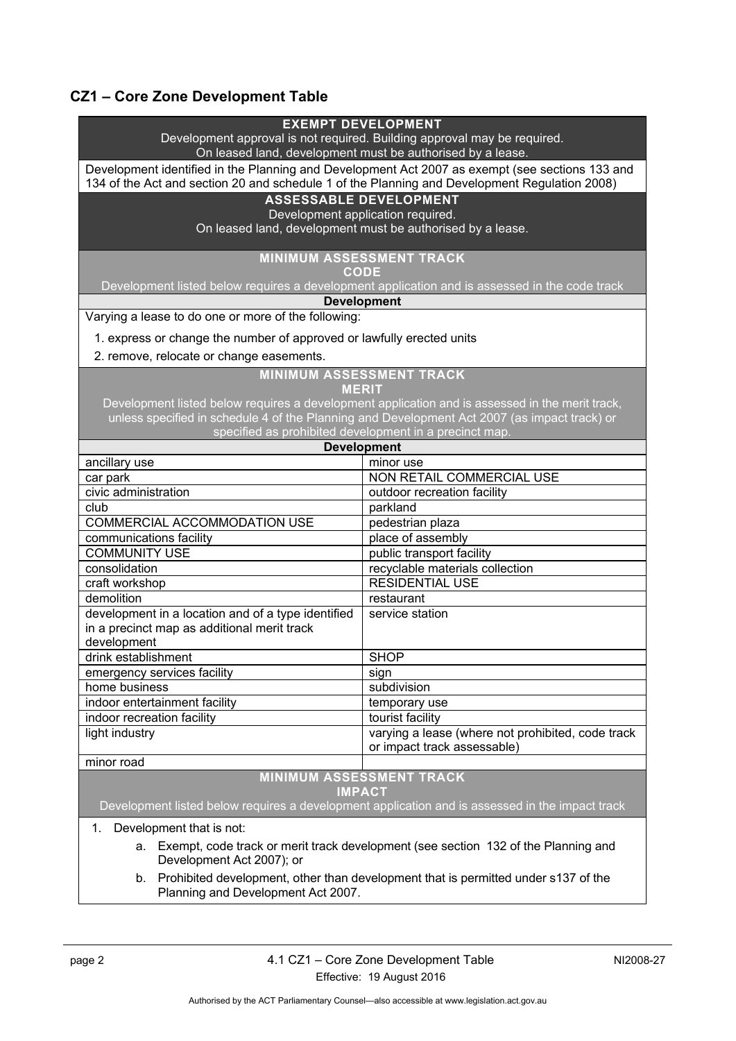## CZ1 – Core Zone Development Table

| EXEMPT DEVELOPMENT<br>Development approval is not required. Building approval may be required.<br>On leased land, development must be authorised by a lease. | |
|---|---|
| Development identified in the Planning and Development Act 2007 as exempt (see sections 133 and 134 of the Act and section 20 and schedule 1 of the Planning and Development Regulation 2008) | |
| **ASSESSABLE DEVELOPMENT**<br>Development application required.<br>On leased land, development must be authorised by a lease. | |
| **MINIMUM ASSESSMENT TRACK**<br>**CODE**<br>Development listed below requires a development application and is assessed in the code track | |
| **Development** | |
| Varying a lease to do one or more of the following:<br>1. express or change the number of approved or lawfully erected units<br>2. remove, relocate or change easements. | |
| **MINIMUM ASSESSMENT TRACK**<br>**MERIT**<br>Development listed below requires a development application and is assessed in the merit track, unless specified in schedule 4 of the Planning and Development Act 2007 (as impact track) or specified as prohibited development in a precinct map. | |
| **Development** | |
| ancillary use | minor use |
| car park | NON RETAIL COMMERCIAL USE |
| civic administration | outdoor recreation facility |
| club | parkland |
| COMMERCIAL ACCOMMODATION USE | pedestrian plaza |
| communications facility | place of assembly |
| COMMUNITY USE | public transport facility |
| consolidation | recyclable materials collection |
| craft workshop | RESIDENTIAL USE |
| demolition | restaurant |
| development in a location and of a type identified in a precinct map as additional merit track development | service station |
| drink establishment | SHOP |
| emergency services facility | sign |
| home business | subdivision |
| indoor entertainment facility | temporary use |
| indoor recreation facility | tourist facility |
| light industry | varying a lease (where not prohibited, code track or impact track assessable) |
| minor road | |
| **MINIMUM ASSESSMENT TRACK**<br>**IMPACT**<br>Development listed below requires a development application and is assessed in the impact track | |
| 1. Development that is not:<br>a. Exempt, code track or merit track development (see section 132 of the Planning and Development Act 2007); or<br>b. Prohibited development, other than development that is permitted under s137 of the Planning and Development Act 2007. | |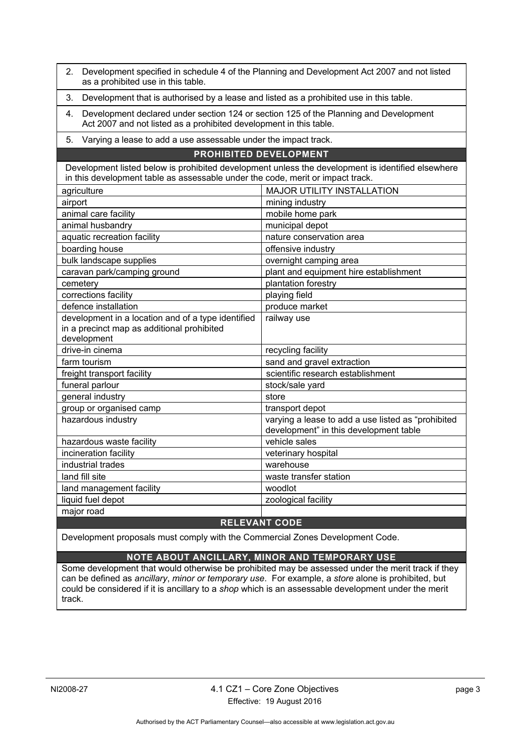2. Development specified in schedule 4 of the Planning and Development Act 2007 and not listed as a prohibited use in this table.
3. Development that is authorised by a lease and listed as a prohibited use in this table.
4. Development declared under section 124 or section 125 of the Planning and Development Act 2007 and not listed as a prohibited development in this table.
5. Varying a lease to add a use assessable under the impact track.

## PROHIBITED DEVELOPMENT

Development listed below is prohibited development unless the development is identified elsewhere in this development table as assessable under the code, merit or impact track.

| | |
|---|---|
| agriculture | MAJOR UTILITY INSTALLATION |
| airport | mining industry |
| animal care facility | mobile home park |
| animal husbandry | municipal depot |
| aquatic recreation facility | nature conservation area |
| boarding house | offensive industry |
| bulk landscape supplies | overnight camping area |
| caravan park/camping ground | plant and equipment hire establishment |
| cemetery | plantation forestry |
| corrections facility | playing field |
| defence installation | produce market |
| development in a location and of a type identified in a precinct map as additional prohibited development | railway use |
| drive-in cinema | recycling facility |
| farm tourism | sand and gravel extraction |
| freight transport facility | scientific research establishment |
| funeral parlour | stock/sale yard |
| general industry | store |
| group or organised camp | transport depot |
| hazardous industry | varying a lease to add a use listed as "prohibited development" in this development table |
| hazardous waste facility | vehicle sales |
| incineration facility | veterinary hospital |
| industrial trades | warehouse |
| land fill site | waste transfer station |
| land management facility | woodlot |
| liquid fuel depot | zoological facility |
| major road | |

## RELEVANT CODE

Development proposals must comply with the Commercial Zones Development Code.

## NOTE ABOUT ANCILLARY, MINOR AND TEMPORARY USE

Some development that would otherwise be prohibited may be assessed under the merit track if they can be defined as *ancillary*, *minor or temporary use*. For example, a *store* alone is prohibited, but could be considered if it is ancillary to a *shop* which is an assessable development under the merit track.